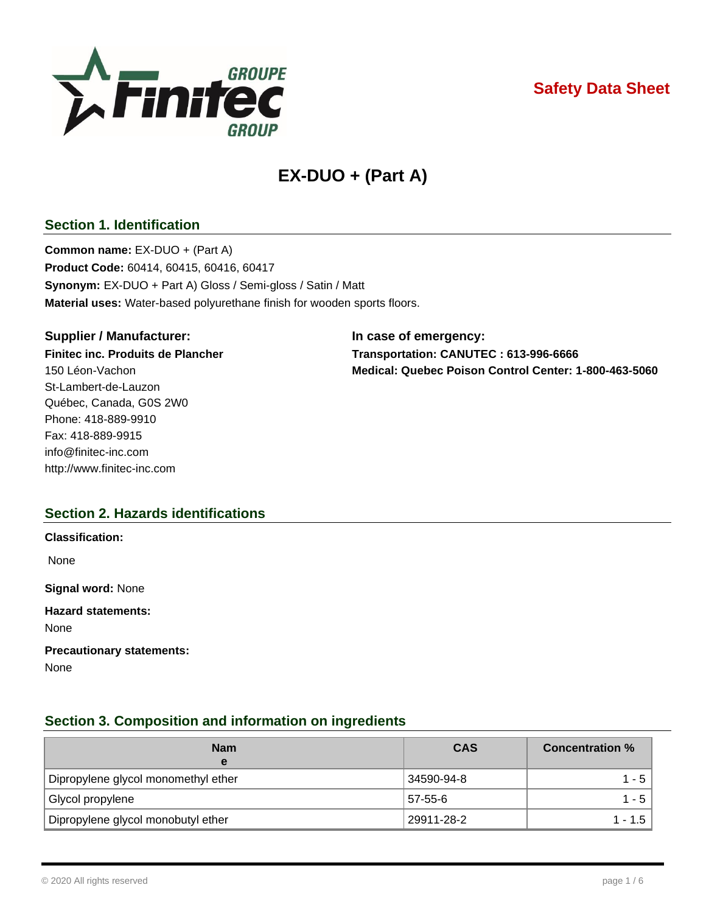Safety Data Sheet

# EX-DUO + (Part A)

## Section 1. Identification

**Common name:** EX-DUO + (Part A)
**Product Code:** 60414, 60415, 60416, 60417
**Synonym:** EX-DUO + Part A) Gloss / Semi-gloss / Satin / Matt
**Material uses:** Water-based polyurethane finish for wooden sports floors.

**Supplier / Manufacturer:**

**Finitec inc. Produits de Plancher**
150 Léon-Vachon
St-Lambert-de-Lauzon
Québec, Canada, G0S 2W0
Phone: 418-889-9910
Fax: 418-889-9915
info@finitec-inc.com
http://www.finitec-inc.com

**In case of emergency:**

**Transportation: CANUTEC : 613-996-6666**
**Medical: Quebec Poison Control Center: 1-800-463-5060**

## Section 2. Hazards identifications

**Classification:**

None

**Signal word:** None

**Hazard statements:**
None

**Precautionary statements:**
None

## Section 3. Composition and information on ingredients

| Name | CAS | Concentration % |
|---|---|---|
| Dipropylene glycol monomethyl ether | 34590-94-8 | 1 - 5 |
| Glycol propylene | 57-55-6 | 1 - 5 |
| Dipropylene glycol monobutyl ether | 29911-28-2 | 1 - 1.5 |

© 2020 All rights reserved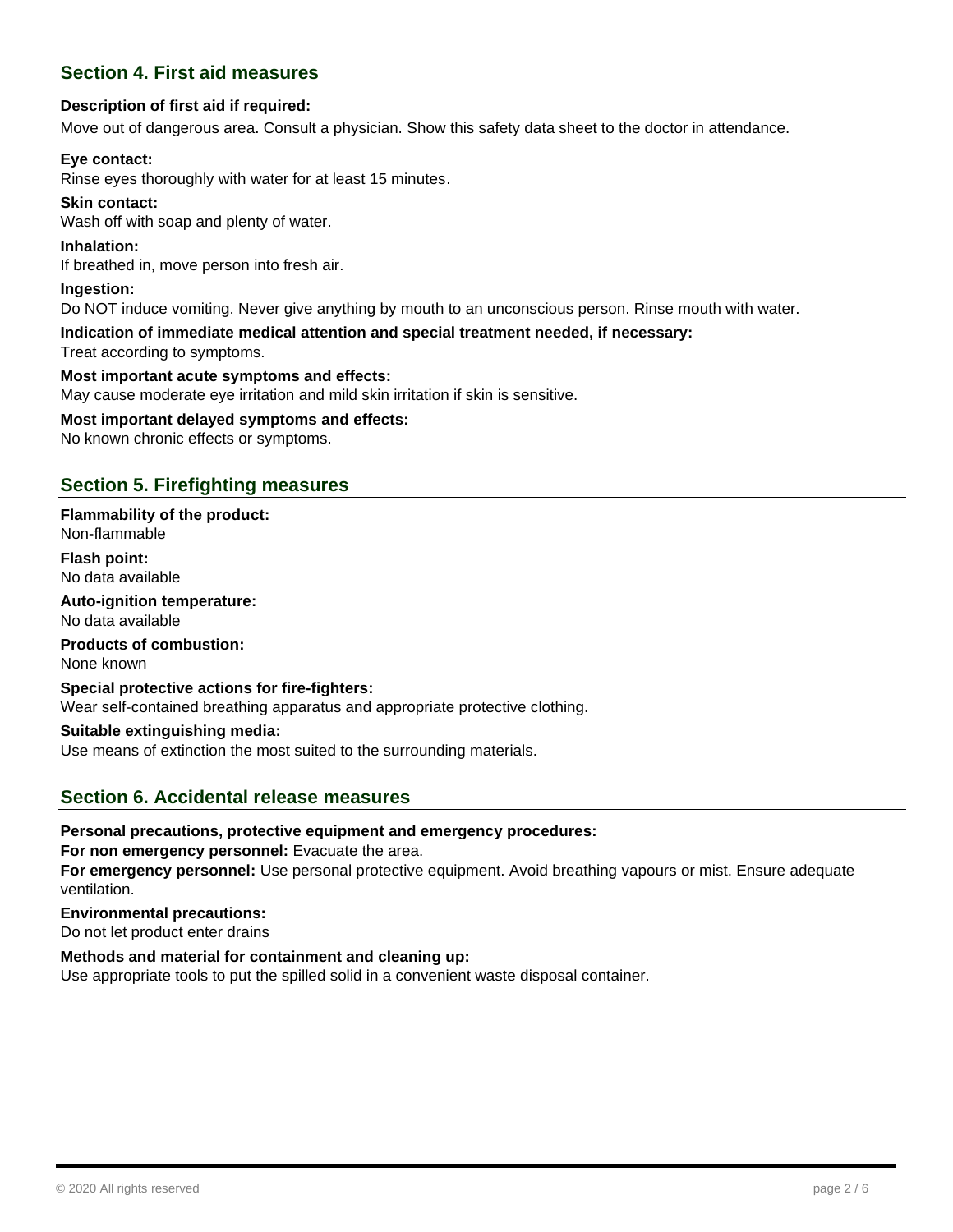## Section 4. First aid measures

**Description of first aid if required:**

Move out of dangerous area. Consult a physician. Show this safety data sheet to the doctor in attendance.

**Eye contact:**

Rinse eyes thoroughly with water for at least 15 minutes.

**Skin contact:**

Wash off with soap and plenty of water.

**Inhalation:**

If breathed in, move person into fresh air.

**Ingestion:**

Do NOT induce vomiting. Never give anything by mouth to an unconscious person. Rinse mouth with water.

**Indication of immediate medical attention and special treatment needed, if necessary:**

Treat according to symptoms.

**Most important acute symptoms and effects:**

May cause moderate eye irritation and mild skin irritation if skin is sensitive.

**Most important delayed symptoms and effects:**

No known chronic effects or symptoms.

## Section 5. Firefighting measures

**Flammability of the product:**

Non-flammable

**Flash point:**

No data available

**Auto-ignition temperature:**

No data available

**Products of combustion:**

None known

**Special protective actions for fire-fighters:**

Wear self-contained breathing apparatus and appropriate protective clothing.

**Suitable extinguishing media:**

Use means of extinction the most suited to the surrounding materials.

## Section 6. Accidental release measures

**Personal precautions, protective equipment and emergency procedures:**

**For non emergency personnel:** Evacuate the area.

**For emergency personnel:** Use personal protective equipment. Avoid breathing vapours or mist. Ensure adequate ventilation.

**Environmental precautions:**

Do not let product enter drains

**Methods and material for containment and cleaning up:**

Use appropriate tools to put the spilled solid in a convenient waste disposal container.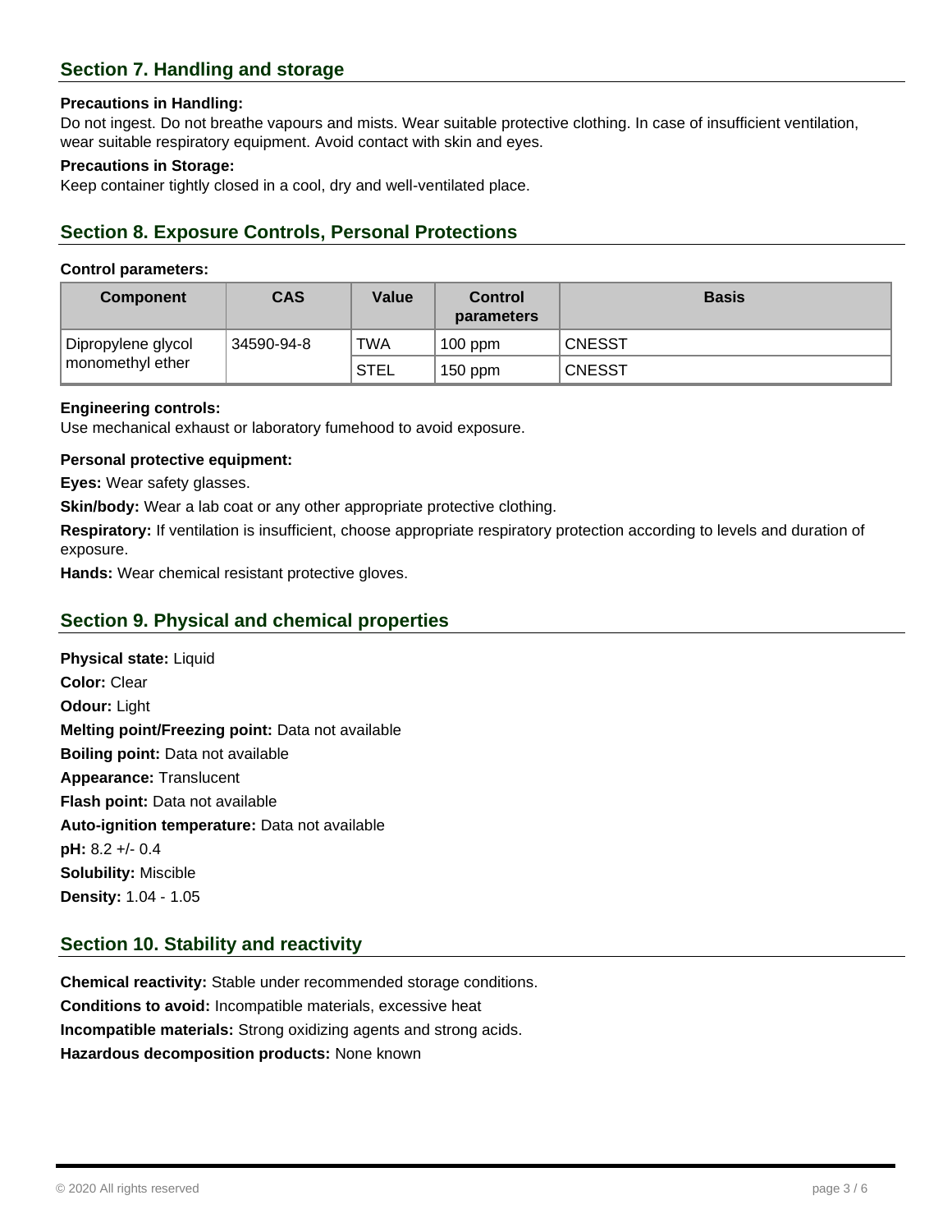## Section 7. Handling and storage

**Precautions in Handling:**
Do not ingest. Do not breathe vapours and mists. Wear suitable protective clothing. In case of insufficient ventilation, wear suitable respiratory equipment. Avoid contact with skin and eyes.

**Precautions in Storage:**
Keep container tightly closed in a cool, dry and well-ventilated place.

## Section 8. Exposure Controls, Personal Protections

**Control parameters:**

| Component | CAS | Value | Control parameters | Basis |
|---|---|---|---|---|
| Dipropylene glycol monomethyl ether | 34590-94-8 | TWA | 100 ppm | CNESST |
| | | STEL | 150 ppm | CNESST |

**Engineering controls:**
Use mechanical exhaust or laboratory fumehood to avoid exposure.

**Personal protective equipment:**

**Eyes:** Wear safety glasses.

**Skin/body:** Wear a lab coat or any other appropriate protective clothing.

**Respiratory:** If ventilation is insufficient, choose appropriate respiratory protection according to levels and duration of exposure.

**Hands:** Wear chemical resistant protective gloves.

## Section 9. Physical and chemical properties

**Physical state:** Liquid
**Color:** Clear
**Odour:** Light
**Melting point/Freezing point:** Data not available
**Boiling point:** Data not available
**Appearance:** Translucent
**Flash point:** Data not available
**Auto-ignition temperature:** Data not available
**pH:** 8.2 +/- 0.4
**Solubility:** Miscible
**Density:** 1.04 - 1.05

## Section 10. Stability and reactivity

**Chemical reactivity:** Stable under recommended storage conditions.
**Conditions to avoid:** Incompatible materials, excessive heat
**Incompatible materials:** Strong oxidizing agents and strong acids.
**Hazardous decomposition products:** None known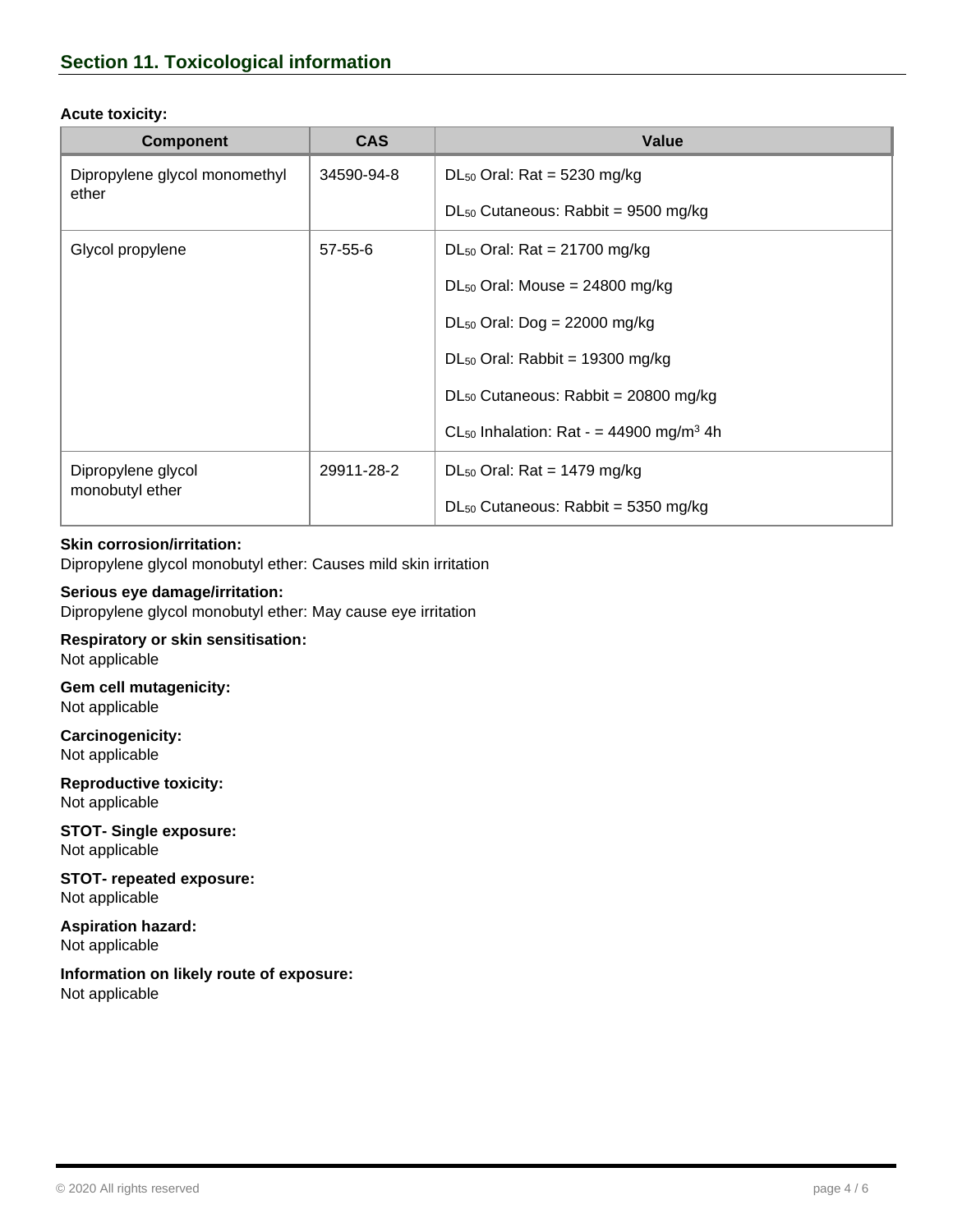## Section 11. Toxicological information

**Acute toxicity:**

| Component | CAS | Value |
| --- | --- | --- |
| Dipropylene glycol monomethyl ether | 34590-94-8 | $DL_{50}$ Oral: Rat = 5230 mg/kg<br>$DL_{50}$ Cutaneous: Rabbit = 9500 mg/kg |
| Glycol propylene | 57-55-6 | $DL_{50}$ Oral: Rat = 21700 mg/kg<br>$DL_{50}$ Oral: Mouse = 24800 mg/kg<br>$DL_{50}$ Oral: Dog = 22000 mg/kg<br>$DL_{50}$ Oral: Rabbit = 19300 mg/kg<br>$DL_{50}$ Cutaneous: Rabbit = 20800 mg/kg<br>$CL_{50}$ Inhalation: Rat - = 44900 mg/m$^3$ 4h |
| Dipropylene glycol monobutyl ether | 29911-28-2 | $DL_{50}$ Oral: Rat = 1479 mg/kg<br>$DL_{50}$ Cutaneous: Rabbit = 5350 mg/kg |

**Skin corrosion/irritation:**
Dipropylene glycol monobutyl ether: Causes mild skin irritation

**Serious eye damage/irritation:**
Dipropylene glycol monobutyl ether: May cause eye irritation

**Respiratory or skin sensitisation:**
Not applicable

**Gem cell mutagenicity:**
Not applicable

**Carcinogenicity:**
Not applicable

**Reproductive toxicity:**
Not applicable

**STOT- Single exposure:**
Not applicable

**STOT- repeated exposure:**
Not applicable

**Aspiration hazard:**
Not applicable

**Information on likely route of exposure:**
Not applicable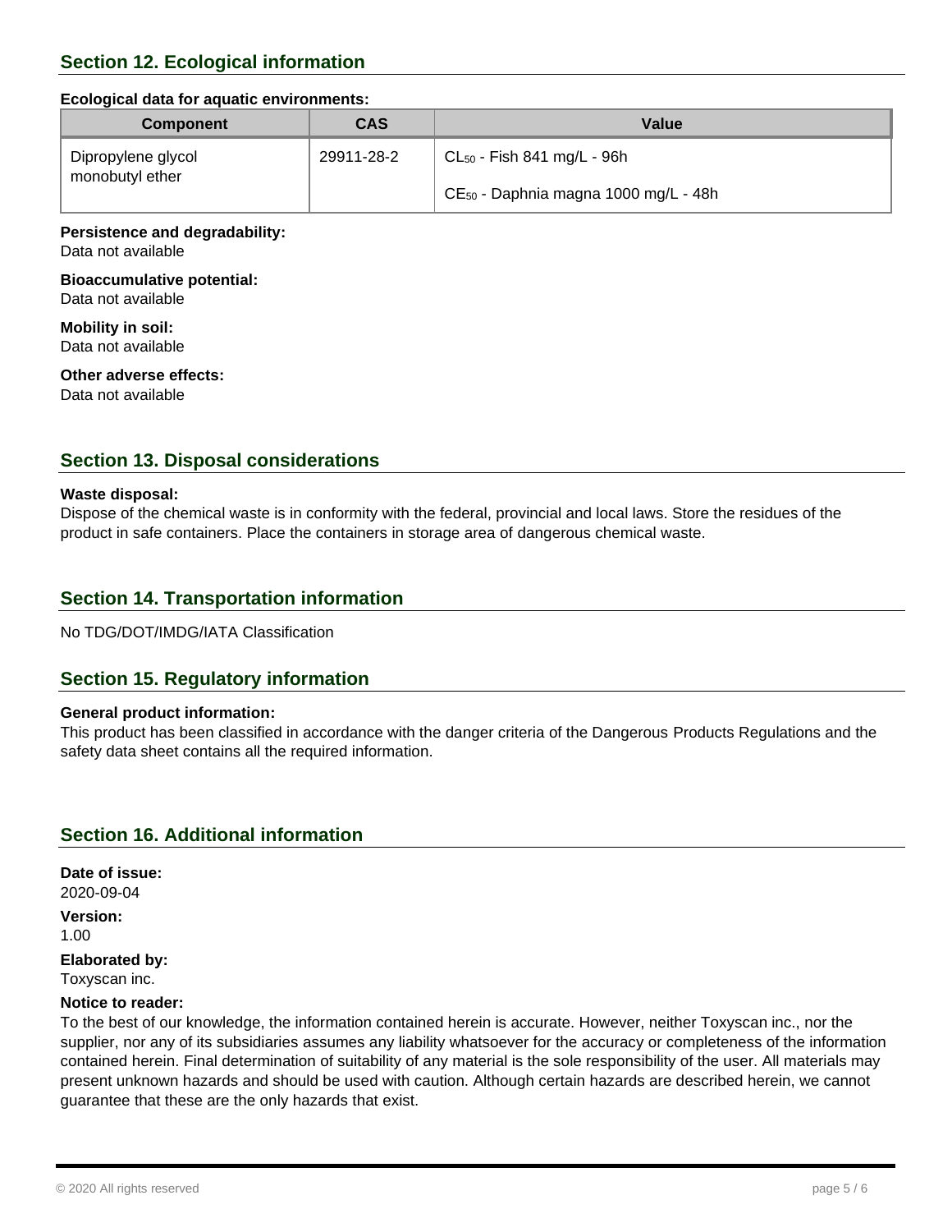## Section 12. Ecological information

**Ecological data for aquatic environments:**

| Component | CAS | Value |
| --- | --- | --- |
| Dipropylene glycol monobutyl ether | 29911-28-2 | $CL_{50}$ - Fish 841 mg/L - 96h<br>$CE_{50}$ - Daphnia magna 1000 mg/L - 48h |

**Persistence and degradability:**
Data not available

**Bioaccumulative potential:**
Data not available

**Mobility in soil:**
Data not available

**Other adverse effects:**
Data not available

## Section 13. Disposal considerations

**Waste disposal:**
Dispose of the chemical waste is in conformity with the federal, provincial and local laws. Store the residues of the product in safe containers. Place the containers in storage area of dangerous chemical waste.

## Section 14. Transportation information

No TDG/DOT/IMDG/IATA Classification

## Section 15. Regulatory information

**General product information:**
This product has been classified in accordance with the danger criteria of the Dangerous Products Regulations and the safety data sheet contains all the required information.

## Section 16. Additional information

**Date of issue:**
2020-09-04

**Version:**
1.00

**Elaborated by:**
Toxyscan inc.

**Notice to reader:**
To the best of our knowledge, the information contained herein is accurate. However, neither Toxyscan inc., nor the supplier, nor any of its subsidiaries assumes any liability whatsoever for the accuracy or completeness of the information contained herein. Final determination of suitability of any material is the sole responsibility of the user. All materials may present unknown hazards and should be used with caution. Although certain hazards are described herein, we cannot guarantee that these are the only hazards that exist.

© 2020 All rights reserved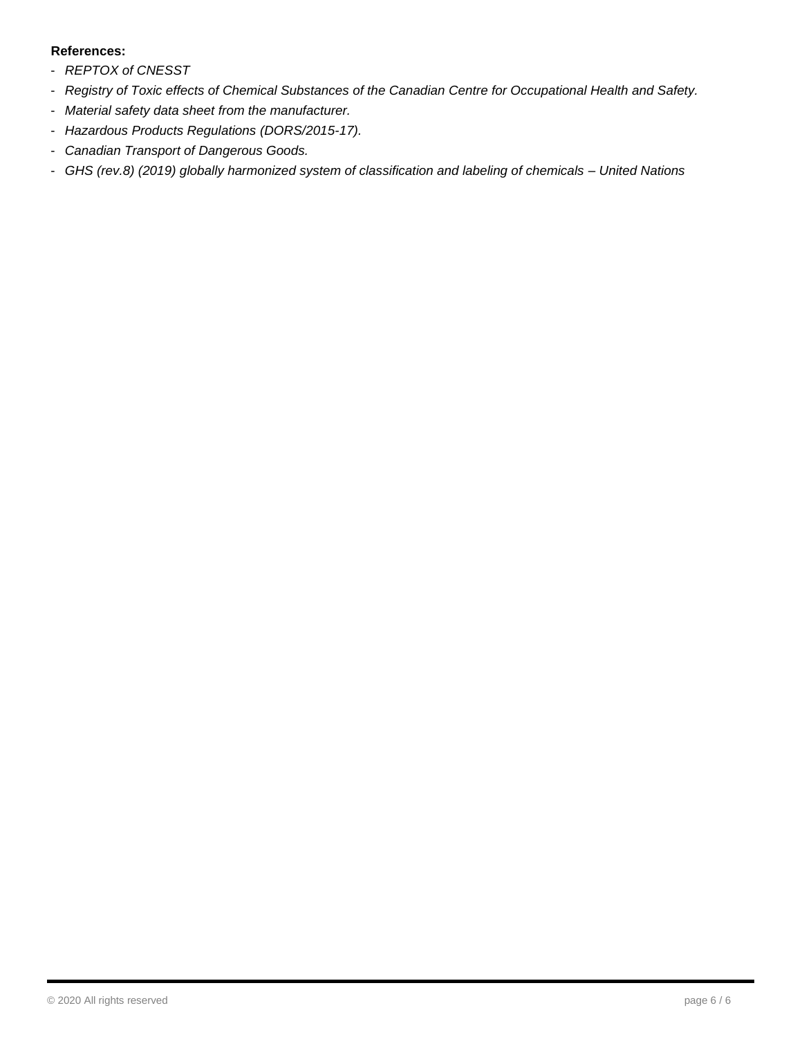**References:**

- *REPTOX of CNESST*
- *Registry of Toxic effects of Chemical Substances of the Canadian Centre for Occupational Health and Safety.*
- *Material safety data sheet from the manufacturer.*
- *Hazardous Products Regulations (DORS/2015-17).*
- *Canadian Transport of Dangerous Goods.*
- *GHS (rev.8) (2019) globally harmonized system of classification and labeling of chemicals – United Nations*

© 2020 All rights reserved